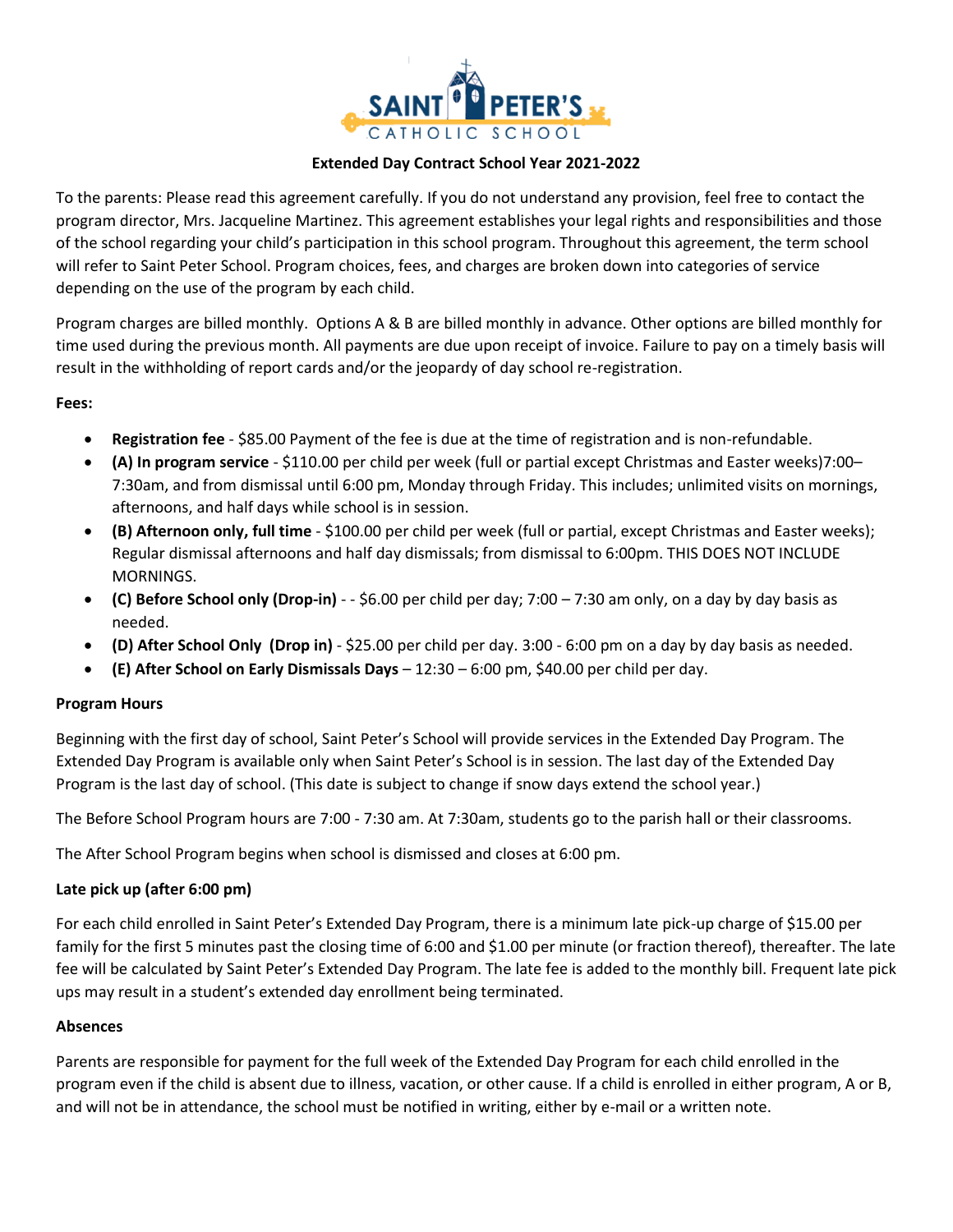SAINT PETER'S CATHOLIC SCHOOL

**Extended Day Contract School Year 2021-2022**

To the parents: Please read this agreement carefully. If you do not understand any provision, feel free to contact the program director, Mrs. Jacqueline Martinez. This agreement establishes your legal rights and responsibilities and those of the school regarding your child's participation in this school program. Throughout this agreement, the term school will refer to Saint Peter School. Program choices, fees, and charges are broken down into categories of service depending on the use of the program by each child.

Program charges are billed monthly. Options A & B are billed monthly in advance. Other options are billed monthly for time used during the previous month. All payments are due upon receipt of invoice. Failure to pay on a timely basis will result in the withholding of report cards and/or the jeopardy of day school re-registration.

**Fees:**

- **Registration fee** - $85.00 Payment of the fee is due at the time of registration and is non-refundable.
- **(A) In program service** - $110.00 per child per week (full or partial except Christmas and Easter weeks)7:00–7:30am, and from dismissal until 6:00 pm, Monday through Friday. This includes; unlimited visits on mornings, afternoons, and half days while school is in session.
- **(B) Afternoon only, full time** - $100.00 per child per week (full or partial, except Christmas and Easter weeks); Regular dismissal afternoons and half day dismissals; from dismissal to 6:00pm. THIS DOES NOT INCLUDE MORNINGS.
- **(C) Before School only (Drop-in)** - - $6.00 per child per day; 7:00 – 7:30 am only, on a day by day basis as needed.
- **(D) After School Only (Drop in)** - $25.00 per child per day. 3:00 - 6:00 pm on a day by day basis as needed.
- **(E) After School on Early Dismissals Days** – 12:30 – 6:00 pm, $40.00 per child per day.

**Program Hours**

Beginning with the first day of school, Saint Peter's School will provide services in the Extended Day Program. The Extended Day Program is available only when Saint Peter's School is in session. The last day of the Extended Day Program is the last day of school. (This date is subject to change if snow days extend the school year.)

The Before School Program hours are 7:00 - 7:30 am. At 7:30am, students go to the parish hall or their classrooms.

The After School Program begins when school is dismissed and closes at 6:00 pm.

**Late pick up (after 6:00 pm)**

For each child enrolled in Saint Peter's Extended Day Program, there is a minimum late pick-up charge of $15.00 per family for the first 5 minutes past the closing time of 6:00 and $1.00 per minute (or fraction thereof), thereafter. The late fee will be calculated by Saint Peter's Extended Day Program. The late fee is added to the monthly bill. Frequent late pick ups may result in a student's extended day enrollment being terminated.

**Absences**

Parents are responsible for payment for the full week of the Extended Day Program for each child enrolled in the program even if the child is absent due to illness, vacation, or other cause. If a child is enrolled in either program, A or B, and will not be in attendance, the school must be notified in writing, either by e-mail or a written note.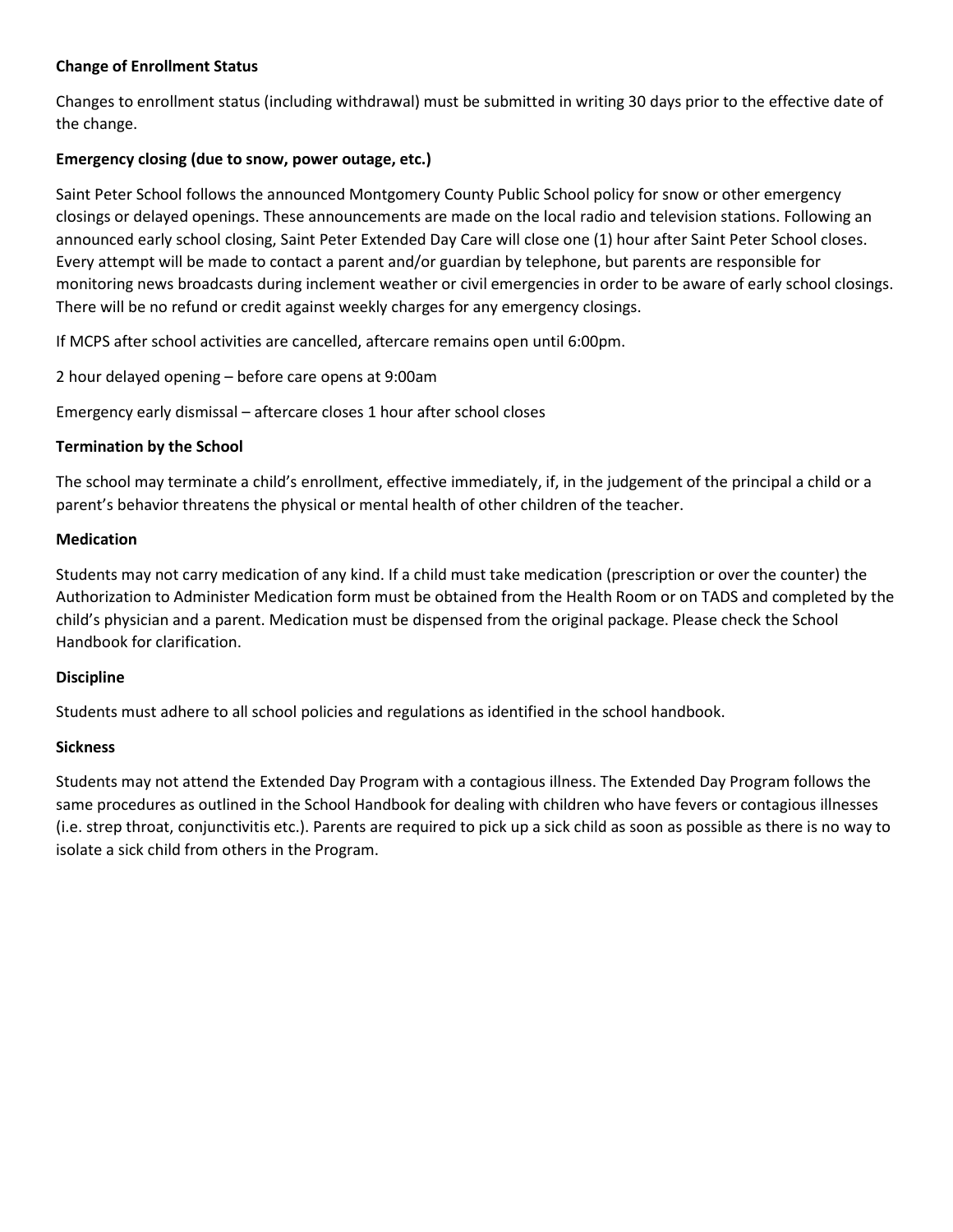**Change of Enrollment Status**

Changes to enrollment status (including withdrawal) must be submitted in writing 30 days prior to the effective date of the change.

**Emergency closing (due to snow, power outage, etc.)**

Saint Peter School follows the announced Montgomery County Public School policy for snow or other emergency closings or delayed openings. These announcements are made on the local radio and television stations. Following an announced early school closing, Saint Peter Extended Day Care will close one (1) hour after Saint Peter School closes. Every attempt will be made to contact a parent and/or guardian by telephone, but parents are responsible for monitoring news broadcasts during inclement weather or civil emergencies in order to be aware of early school closings. There will be no refund or credit against weekly charges for any emergency closings.

If MCPS after school activities are cancelled, aftercare remains open until 6:00pm.

2 hour delayed opening – before care opens at 9:00am

Emergency early dismissal – aftercare closes 1 hour after school closes

**Termination by the School**

The school may terminate a child's enrollment, effective immediately, if, in the judgement of the principal a child or a parent's behavior threatens the physical or mental health of other children of the teacher.

**Medication**

Students may not carry medication of any kind. If a child must take medication (prescription or over the counter) the Authorization to Administer Medication form must be obtained from the Health Room or on TADS and completed by the child's physician and a parent. Medication must be dispensed from the original package. Please check the School Handbook for clarification.

**Discipline**

Students must adhere to all school policies and regulations as identified in the school handbook.

**Sickness**

Students may not attend the Extended Day Program with a contagious illness. The Extended Day Program follows the same procedures as outlined in the School Handbook for dealing with children who have fevers or contagious illnesses (i.e. strep throat, conjunctivitis etc.). Parents are required to pick up a sick child as soon as possible as there is no way to isolate a sick child from others in the Program.